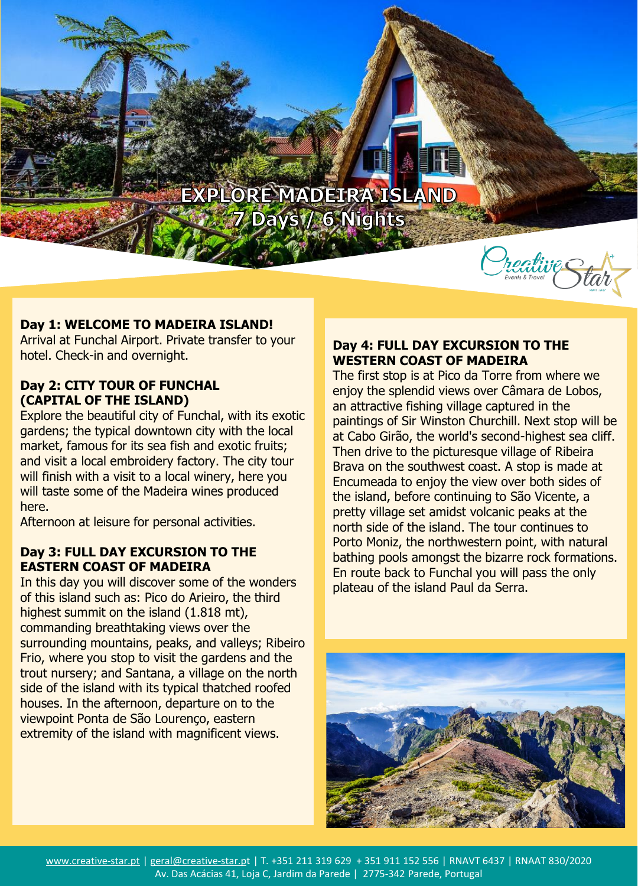# EXPLORE MADEIRA ISLAND
## 7 Days / 6 Nights

### Day 1: WELCOME TO MADEIRA ISLAND!

Arrival at Funchal Airport. Private transfer to your hotel. Check-in and overnight.

### Day 2: CITY TOUR OF FUNCHAL (CAPITAL OF THE ISLAND)

Explore the beautiful city of Funchal, with its exotic gardens; the typical downtown city with the local market, famous for its sea fish and exotic fruits; and visit a local embroidery factory. The city tour will finish with a visit to a local winery, here you will taste some of the Madeira wines produced here.

Afternoon at leisure for personal activities.

### Day 3: FULL DAY EXCURSION TO THE EASTERN COAST OF MADEIRA

In this day you will discover some of the wonders of this island such as: Pico do Arieiro, the third highest summit on the island (1.818 mt), commanding breathtaking views over the surrounding mountains, peaks, and valleys; Ribeiro Frio, where you stop to visit the gardens and the trout nursery; and Santana, a village on the north side of the island with its typical thatched roofed houses. In the afternoon, departure on to the viewpoint Ponta de São Lourenço, eastern extremity of the island with magnificent views.

### Day 4: FULL DAY EXCURSION TO THE WESTERN COAST OF MADEIRA

The first stop is at Pico da Torre from where we enjoy the splendid views over Câmara de Lobos, an attractive fishing village captured in the paintings of Sir Winston Churchill. Next stop will be at Cabo Girão, the world's second-highest sea cliff. Then drive to the picturesque village of Ribeira Brava on the southwest coast. A stop is made at Encumeada to enjoy the view over both sides of the island, before continuing to São Vicente, a pretty village set amidst volcanic peaks at the north side of the island. The tour continues to Porto Moniz, the northwestern point, with natural bathing pools amongst the bizarre rock formations. En route back to Funchal you will pass the only plateau of the island Paul da Serra.

www.creative-star.pt | geral@creative-star.pt | T. +351 211 319 629 + 351 911 152 556 | RNAVT 6437 | RNAAT 830/2020
Av. Das Acácias 41, Loja C, Jardim da Parede | 2775-342 Parede, Portugal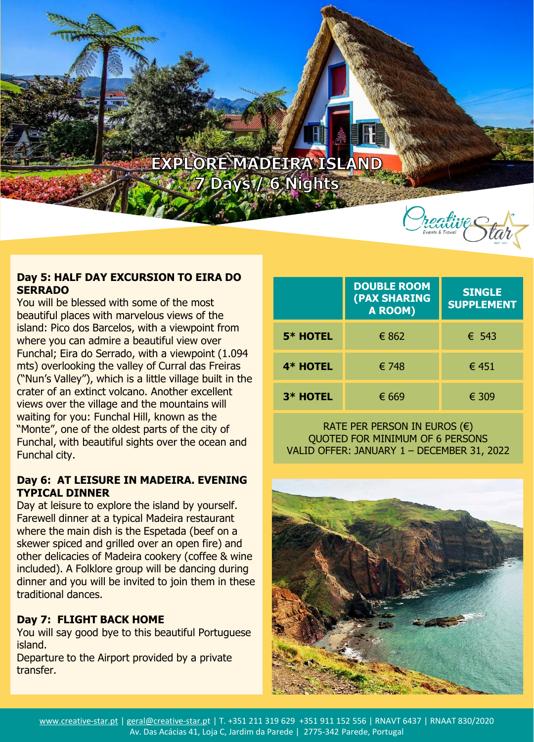# EXPLORE MADEIRA ISLAND
## 7 Days / 6 Nights

**Day 5: HALF DAY EXCURSION TO EIRA DO SERRADO**
You will be blessed with some of the most beautiful places with marvelous views of the island: Pico dos Barcelos, with a viewpoint from where you can admire a beautiful view over Funchal; Eira do Serrado, with a viewpoint (1.094 mts) overlooking the valley of Curral das Freiras ("Nun's Valley"), which is a little village built in the crater of an extinct volcano. Another excellent views over the village and the mountains will waiting for you: Funchal Hill, known as the "Monte", one of the oldest parts of the city of Funchal, with beautiful sights over the ocean and Funchal city.

**Day 6: AT LEISURE IN MADEIRA. EVENING TYPICAL DINNER**
Day at leisure to explore the island by yourself. Farewell dinner at a typical Madeira restaurant where the main dish is the Espetada (beef on a skewer spiced and grilled over an open fire) and other delicacies of Madeira cookery (coffee & wine included). A Folklore group will be dancing during dinner and you will be invited to join them in these traditional dances.

**Day 7: FLIGHT BACK HOME**
You will say good bye to this beautiful Portuguese island.
Departure to the Airport provided by a private transfer.

| | DOUBLE ROOM (PAX SHARING A ROOM) | SINGLE SUPPLEMENT |
|---|---|---|
| 5* HOTEL | € 862 | € 543 |
| 4* HOTEL | € 748 | € 451 |
| 3* HOTEL | € 669 | € 309 |

RATE PER PERSON IN EUROS (€)
QUOTED FOR MINIMUM OF 6 PERSONS
VALID OFFER: JANUARY 1 – DECEMBER 31, 2022

www.creative-star.pt | geral@creative-star.pt | T. +351 211 319 629 +351 911 152 556 | RNAVT 6437 | RNAAT 830/2020
Av. Das Acácias 41, Loja C, Jardim da Parede | 2775-342 Parede, Portugal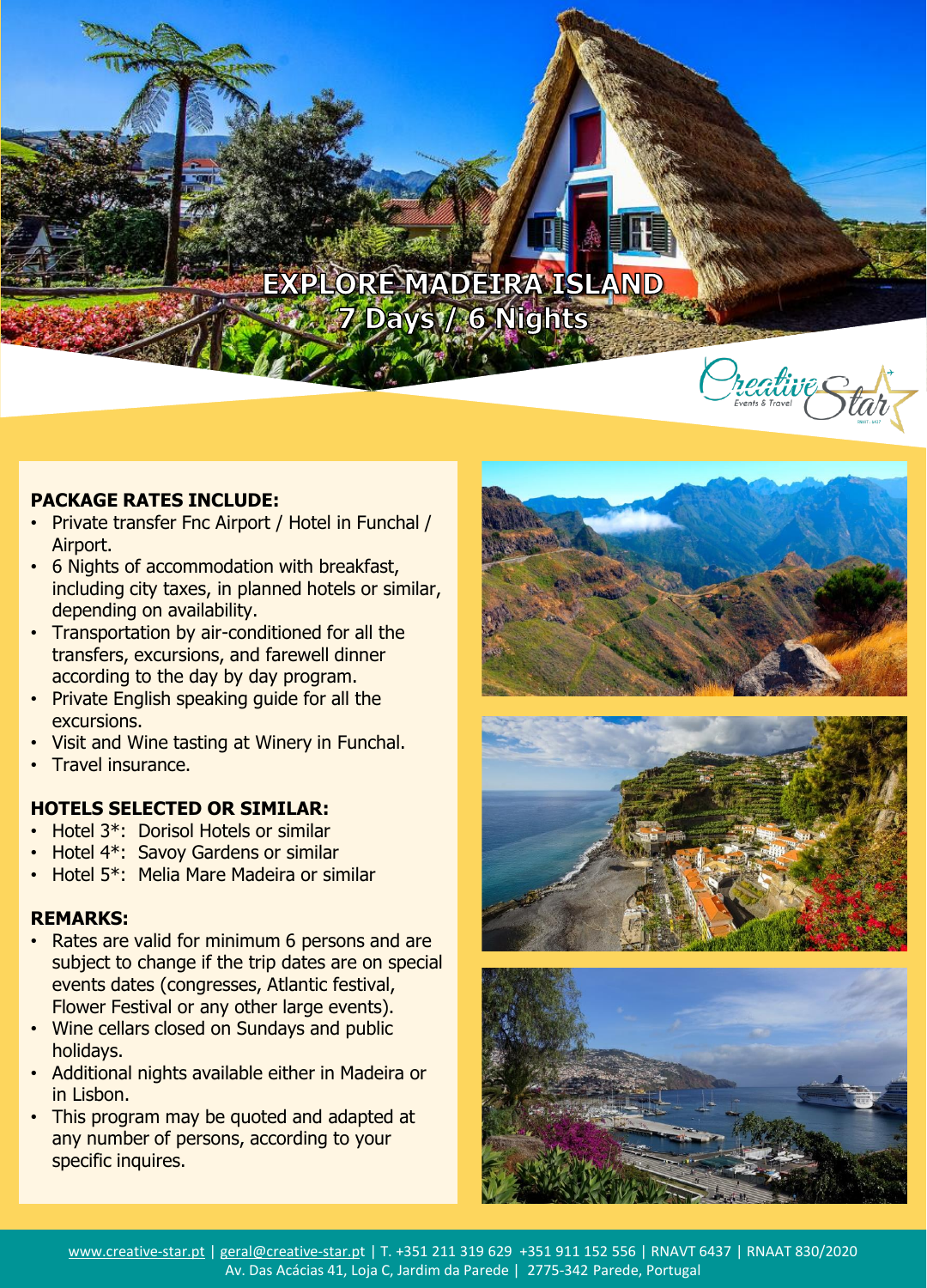# EXPLORE MADEIRA ISLAND
## 7 Days / 6 Nights

**PACKAGE RATES INCLUDE:**

- Private transfer Fnc Airport / Hotel in Funchal / Airport.
- 6 Nights of accommodation with breakfast, including city taxes, in planned hotels or similar, depending on availability.
- Transportation by air-conditioned for all the transfers, excursions, and farewell dinner according to the day by day program.
- Private English speaking guide for all the excursions.
- Visit and Wine tasting at Winery in Funchal.
- Travel insurance.

**HOTELS SELECTED OR SIMILAR:**

- Hotel 3*: Dorisol Hotels or similar
- Hotel 4*: Savoy Gardens or similar
- Hotel 5*: Melia Mare Madeira or similar

**REMARKS:**

- Rates are valid for minimum 6 persons and are subject to change if the trip dates are on special events dates (congresses, Atlantic festival, Flower Festival or any other large events).
- Wine cellars closed on Sundays and public holidays.
- Additional nights available either in Madeira or in Lisbon.
- This program may be quoted and adapted at any number of persons, according to your specific inquires.

www.creative-star.pt | geral@creative-star.pt | T. +351 211 319 629 +351 911 152 556 | RNAVT 6437 | RNAAT 830/2020
Av. Das Acácias 41, Loja C, Jardim da Parede | 2775-342 Parede, Portugal